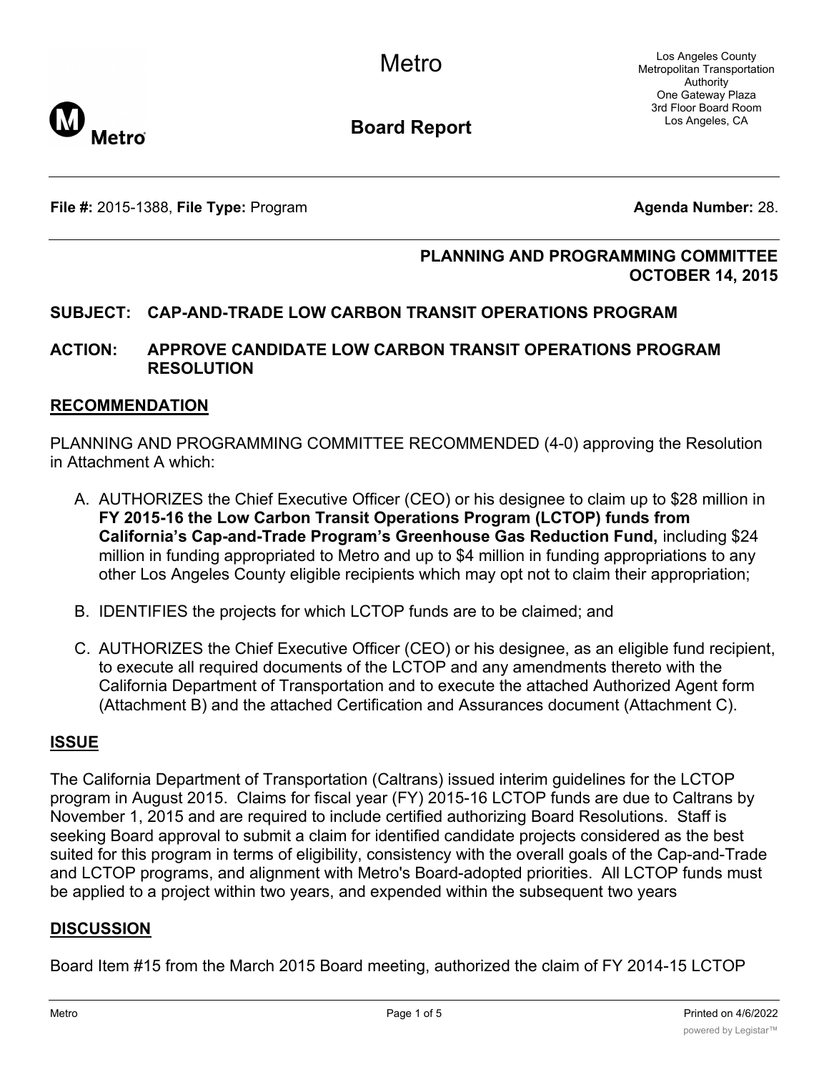# Metro

## Board Report

Los Angeles County Metropolitan Transportation Authority
One Gateway Plaza
3rd Floor Board Room
Los Angeles, CA

**File #:** 2015-1388, **File Type:** Program **Agenda Number:** 28.

**PLANNING AND PROGRAMMING COMMITTEE**
**OCTOBER 14, 2015**

**SUBJECT: CAP-AND-TRADE LOW CARBON TRANSIT OPERATIONS PROGRAM**

**ACTION: APPROVE CANDIDATE LOW CARBON TRANSIT OPERATIONS PROGRAM RESOLUTION**

## RECOMMENDATION

PLANNING AND PROGRAMMING COMMITTEE RECOMMENDED (4-0) approving the Resolution in Attachment A which:

A. AUTHORIZES the Chief Executive Officer (CEO) or his designee to claim up to $28 million in **FY 2015-16 the Low Carbon Transit Operations Program (LCTOP) funds from California's Cap-and-Trade Program's Greenhouse Gas Reduction Fund,** including $24 million in funding appropriated to Metro and up to $4 million in funding appropriations to any other Los Angeles County eligible recipients which may opt not to claim their appropriation;

B. IDENTIFIES the projects for which LCTOP funds are to be claimed; and

C. AUTHORIZES the Chief Executive Officer (CEO) or his designee, as an eligible fund recipient, to execute all required documents of the LCTOP and any amendments thereto with the California Department of Transportation and to execute the attached Authorized Agent form (Attachment B) and the attached Certification and Assurances document (Attachment C).

## ISSUE

The California Department of Transportation (Caltrans) issued interim guidelines for the LCTOP program in August 2015. Claims for fiscal year (FY) 2015-16 LCTOP funds are due to Caltrans by November 1, 2015 and are required to include certified authorizing Board Resolutions. Staff is seeking Board approval to submit a claim for identified candidate projects considered as the best suited for this program in terms of eligibility, consistency with the overall goals of the Cap-and-Trade and LCTOP programs, and alignment with Metro's Board-adopted priorities. All LCTOP funds must be applied to a project within two years, and expended within the subsequent two years

## DISCUSSION

Board Item #15 from the March 2015 Board meeting, authorized the claim of FY 2014-15 LCTOP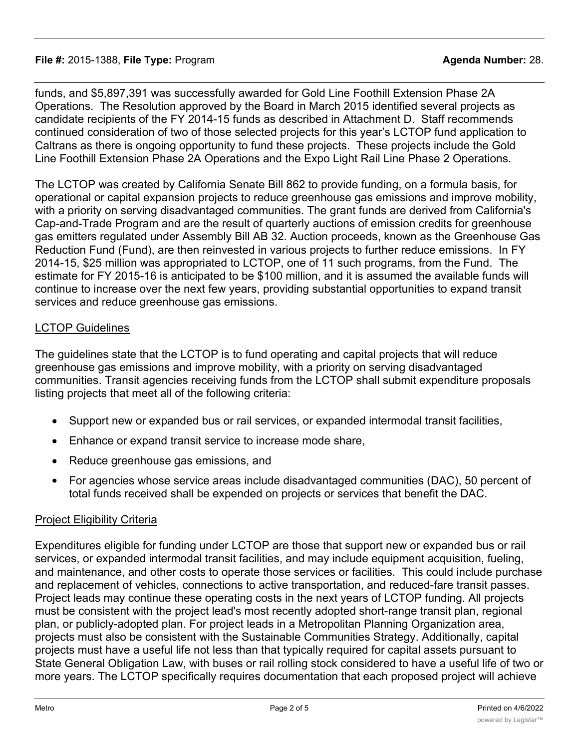funds, and $5,897,391 was successfully awarded for Gold Line Foothill Extension Phase 2A Operations. The Resolution approved by the Board in March 2015 identified several projects as candidate recipients of the FY 2014-15 funds as described in Attachment D. Staff recommends continued consideration of two of those selected projects for this year's LCTOP fund application to Caltrans as there is ongoing opportunity to fund these projects. These projects include the Gold Line Foothill Extension Phase 2A Operations and the Expo Light Rail Line Phase 2 Operations.

The LCTOP was created by California Senate Bill 862 to provide funding, on a formula basis, for operational or capital expansion projects to reduce greenhouse gas emissions and improve mobility, with a priority on serving disadvantaged communities. The grant funds are derived from California's Cap-and-Trade Program and are the result of quarterly auctions of emission credits for greenhouse gas emitters regulated under Assembly Bill AB 32. Auction proceeds, known as the Greenhouse Gas Reduction Fund (Fund), are then reinvested in various projects to further reduce emissions. In FY 2014-15, $25 million was appropriated to LCTOP, one of 11 such programs, from the Fund. The estimate for FY 2015-16 is anticipated to be $100 million, and it is assumed the available funds will continue to increase over the next few years, providing substantial opportunities to expand transit services and reduce greenhouse gas emissions.

<u>LCTOP Guidelines</u>

The guidelines state that the LCTOP is to fund operating and capital projects that will reduce greenhouse gas emissions and improve mobility, with a priority on serving disadvantaged communities. Transit agencies receiving funds from the LCTOP shall submit expenditure proposals listing projects that meet all of the following criteria:

- Support new or expanded bus or rail services, or expanded intermodal transit facilities,
- Enhance or expand transit service to increase mode share,
- Reduce greenhouse gas emissions, and
- For agencies whose service areas include disadvantaged communities (DAC), 50 percent of total funds received shall be expended on projects or services that benefit the DAC.

<u>Project Eligibility Criteria</u>

Expenditures eligible for funding under LCTOP are those that support new or expanded bus or rail services, or expanded intermodal transit facilities, and may include equipment acquisition, fueling, and maintenance, and other costs to operate those services or facilities. This could include purchase and replacement of vehicles, connections to active transportation, and reduced-fare transit passes. Project leads may continue these operating costs in the next years of LCTOP funding. All projects must be consistent with the project lead's most recently adopted short-range transit plan, regional plan, or publicly-adopted plan. For project leads in a Metropolitan Planning Organization area, projects must also be consistent with the Sustainable Communities Strategy. Additionally, capital projects must have a useful life not less than that typically required for capital assets pursuant to State General Obligation Law, with buses or rail rolling stock considered to have a useful life of two or more years. The LCTOP specifically requires documentation that each proposed project will achieve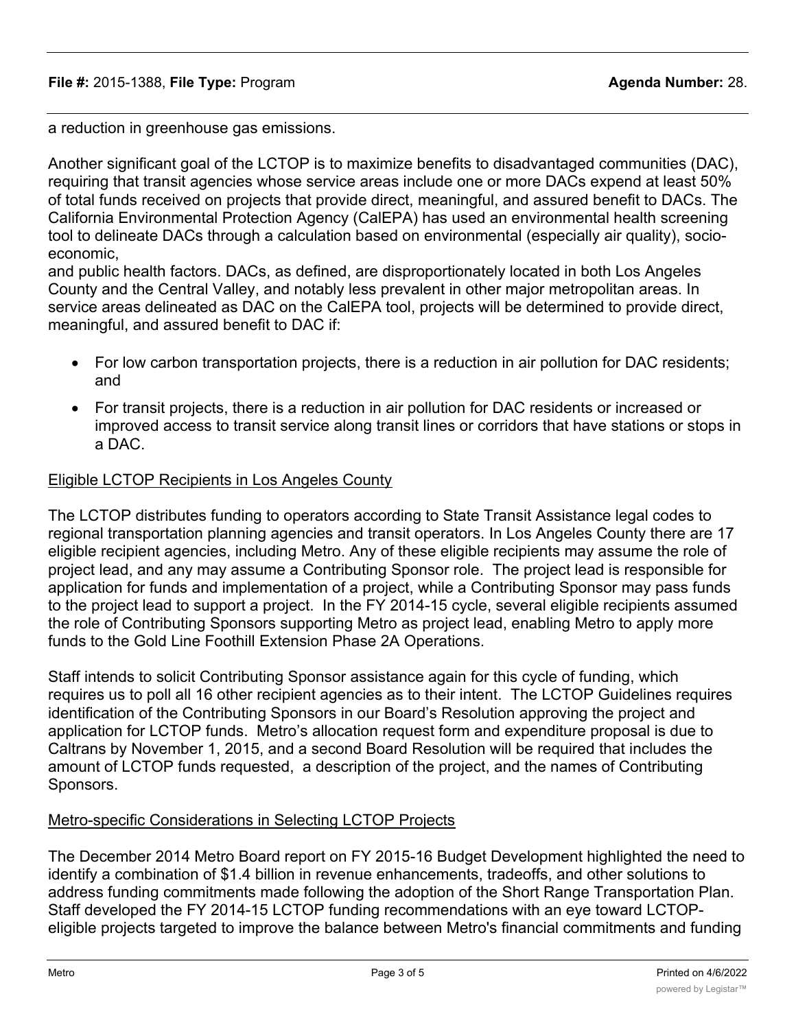a reduction in greenhouse gas emissions.

Another significant goal of the LCTOP is to maximize benefits to disadvantaged communities (DAC), requiring that transit agencies whose service areas include one or more DACs expend at least 50% of total funds received on projects that provide direct, meaningful, and assured benefit to DACs. The California Environmental Protection Agency (CalEPA) has used an environmental health screening tool to delineate DACs through a calculation based on environmental (especially air quality), socio-economic,
and public health factors. DACs, as defined, are disproportionately located in both Los Angeles County and the Central Valley, and notably less prevalent in other major metropolitan areas. In service areas delineated as DAC on the CalEPA tool, projects will be determined to provide direct, meaningful, and assured benefit to DAC if:

- For low carbon transportation projects, there is a reduction in air pollution for DAC residents; and
- For transit projects, there is a reduction in air pollution for DAC residents or increased or improved access to transit service along transit lines or corridors that have stations or stops in a DAC.

Eligible LCTOP Recipients in Los Angeles County

The LCTOP distributes funding to operators according to State Transit Assistance legal codes to regional transportation planning agencies and transit operators. In Los Angeles County there are 17 eligible recipient agencies, including Metro. Any of these eligible recipients may assume the role of project lead, and any may assume a Contributing Sponsor role. The project lead is responsible for application for funds and implementation of a project, while a Contributing Sponsor may pass funds to the project lead to support a project. In the FY 2014-15 cycle, several eligible recipients assumed the role of Contributing Sponsors supporting Metro as project lead, enabling Metro to apply more funds to the Gold Line Foothill Extension Phase 2A Operations.

Staff intends to solicit Contributing Sponsor assistance again for this cycle of funding, which requires us to poll all 16 other recipient agencies as to their intent. The LCTOP Guidelines requires identification of the Contributing Sponsors in our Board's Resolution approving the project and application for LCTOP funds. Metro's allocation request form and expenditure proposal is due to Caltrans by November 1, 2015, and a second Board Resolution will be required that includes the amount of LCTOP funds requested, a description of the project, and the names of Contributing Sponsors.

Metro-specific Considerations in Selecting LCTOP Projects

The December 2014 Metro Board report on FY 2015-16 Budget Development highlighted the need to identify a combination of $1.4 billion in revenue enhancements, tradeoffs, and other solutions to address funding commitments made following the adoption of the Short Range Transportation Plan. Staff developed the FY 2014-15 LCTOP funding recommendations with an eye toward LCTOP-eligible projects targeted to improve the balance between Metro's financial commitments and funding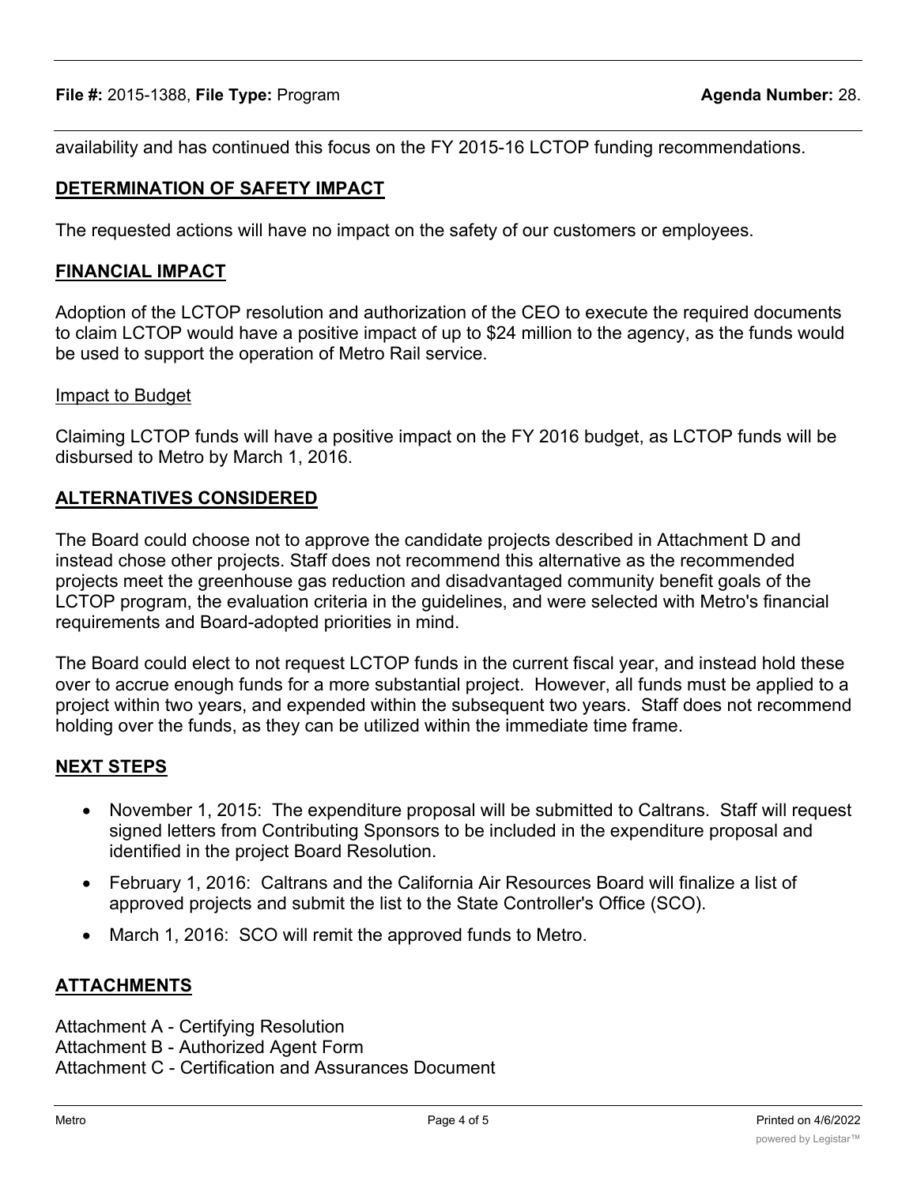availability and has continued this focus on the FY 2015-16 LCTOP funding recommendations.

## DETERMINATION OF SAFETY IMPACT

The requested actions will have no impact on the safety of our customers or employees.

## FINANCIAL IMPACT

Adoption of the LCTOP resolution and authorization of the CEO to execute the required documents to claim LCTOP would have a positive impact of up to $24 million to the agency, as the funds would be used to support the operation of Metro Rail service.

### Impact to Budget

Claiming LCTOP funds will have a positive impact on the FY 2016 budget, as LCTOP funds will be disbursed to Metro by March 1, 2016.

## ALTERNATIVES CONSIDERED

The Board could choose not to approve the candidate projects described in Attachment D and instead chose other projects. Staff does not recommend this alternative as the recommended projects meet the greenhouse gas reduction and disadvantaged community benefit goals of the LCTOP program, the evaluation criteria in the guidelines, and were selected with Metro's financial requirements and Board-adopted priorities in mind.

The Board could elect to not request LCTOP funds in the current fiscal year, and instead hold these over to accrue enough funds for a more substantial project. However, all funds must be applied to a project within two years, and expended within the subsequent two years. Staff does not recommend holding over the funds, as they can be utilized within the immediate time frame.

## NEXT STEPS

- November 1, 2015: The expenditure proposal will be submitted to Caltrans. Staff will request signed letters from Contributing Sponsors to be included in the expenditure proposal and identified in the project Board Resolution.
- February 1, 2016: Caltrans and the California Air Resources Board will finalize a list of approved projects and submit the list to the State Controller's Office (SCO).
- March 1, 2016: SCO will remit the approved funds to Metro.

## ATTACHMENTS

Attachment A - Certifying Resolution
Attachment B - Authorized Agent Form
Attachment C - Certification and Assurances Document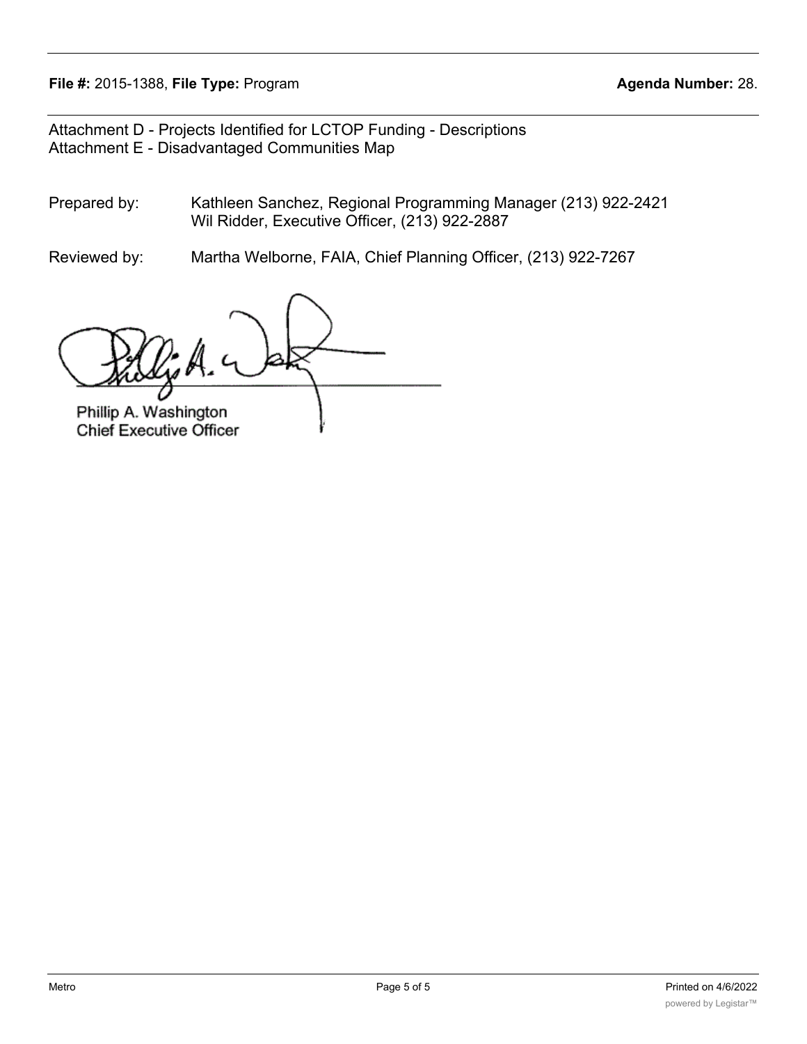Attachment D - Projects Identified for LCTOP Funding - Descriptions
Attachment E - Disadvantaged Communities Map

Prepared by: Kathleen Sanchez, Regional Programming Manager (213) 922-2421
Wil Ridder, Executive Officer, (213) 922-2887

Reviewed by: Martha Welborne, FAIA, Chief Planning Officer, (213) 922-7267

Phillip A. Washington
Chief Executive Officer